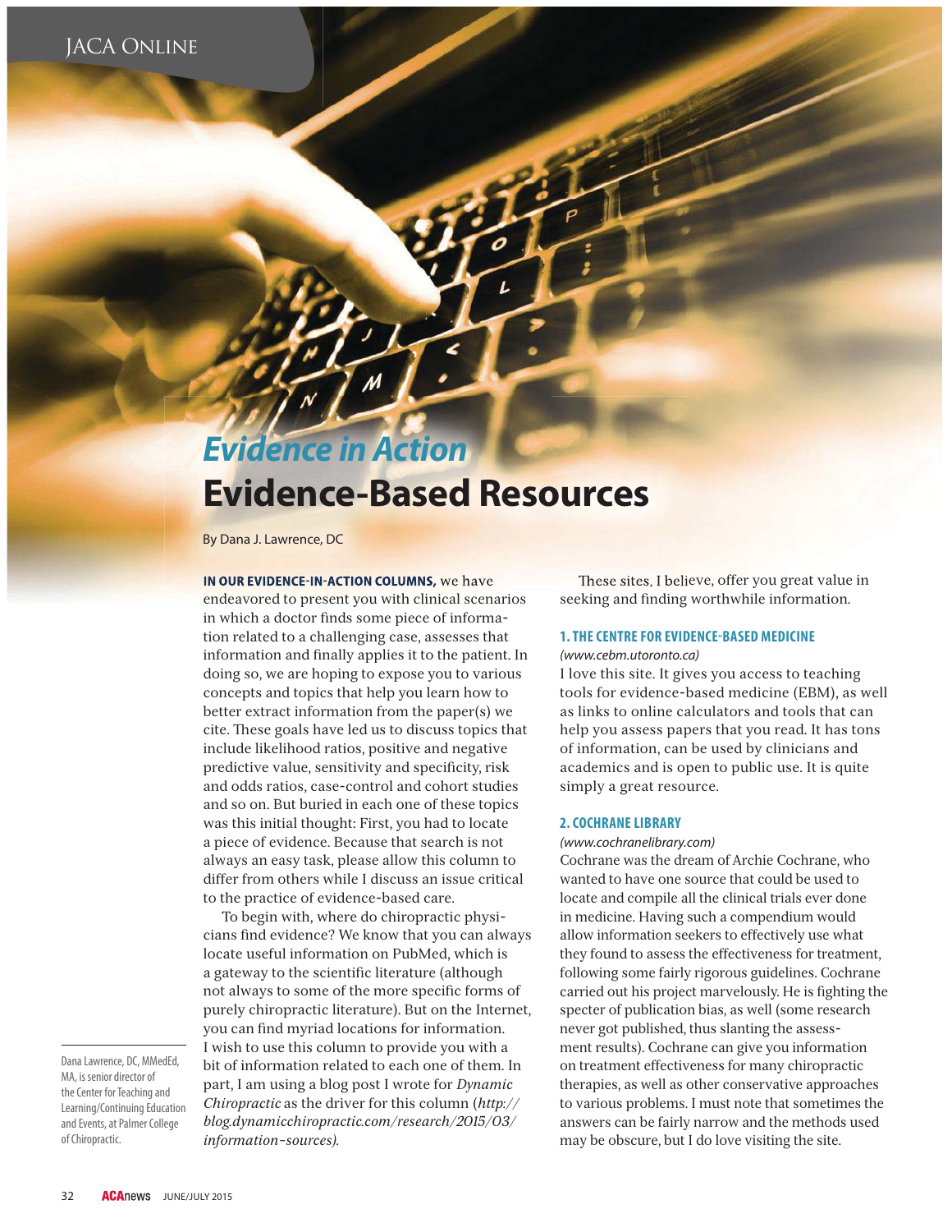*Evidence in Action*

# Evidence-Based Resources

By Dana J. Lawrence, DC

**IN OUR EVIDENCE-IN-ACTION COLUMNS,** we have endeavored to present you with clinical scenarios in which a doctor finds some piece of information related to a challenging case, assesses that information and finally applies it to the patient. In doing so, we are hoping to expose you to various concepts and topics that help you learn how to better extract information from the paper(s) we cite. These goals have led us to discuss topics that include likelihood ratios, positive and negative predictive value, sensitivity and specificity, risk and odds ratios, case-control and cohort studies and so on. But buried in each one of these topics was this initial thought: First, you had to locate a piece of evidence. Because that search is not always an easy task, please allow this column to differ from others while I discuss an issue critical to the practice of evidence-based care.

To begin with, where do chiropractic physicians find evidence? We know that you can always locate useful information on PubMed, which is a gateway to the scientific literature (although not always to some of the more specific forms of purely chiropractic literature). But on the Internet, you can find myriad locations for information. I wish to use this column to provide you with a bit of information related to each one of them. In part, I am using a blog post I wrote for *Dynamic Chiropractic* as the driver for this column (*http://blog.dynamicchiropractic.com/research/2015/03/information-sources*).

Dana Lawrence, DC, MMedEd, MA, is senior director of the Center for Teaching and Learning/Continuing Education and Events, at Palmer College of Chiropractic.

These sites, I believe, offer you great value in seeking and finding worthwhile information.

### 1. THE CENTRE FOR EVIDENCE-BASED MEDICINE

*(www.cebm.utoronto.ca)*

I love this site. It gives you access to teaching tools for evidence-based medicine (EBM), as well as links to online calculators and tools that can help you assess papers that you read. It has tons of information, can be used by clinicians and academics and is open to public use. It is quite simply a great resource.

### 2. COCHRANE LIBRARY

*(www.cochranelibrary.com)*

Cochrane was the dream of Archie Cochrane, who wanted to have one source that could be used to locate and compile all the clinical trials ever done in medicine. Having such a compendium would allow information seekers to effectively use what they found to assess the effectiveness for treatment, following some fairly rigorous guidelines. Cochrane carried out his project marvelously. He is fighting the specter of publication bias, as well (some research never got published, thus slanting the assessment results). Cochrane can give you information on treatment effectiveness for many chiropractic therapies, as well as other conservative approaches to various problems. I must note that sometimes the answers can be fairly narrow and the methods used may be obscure, but I do love visiting the site.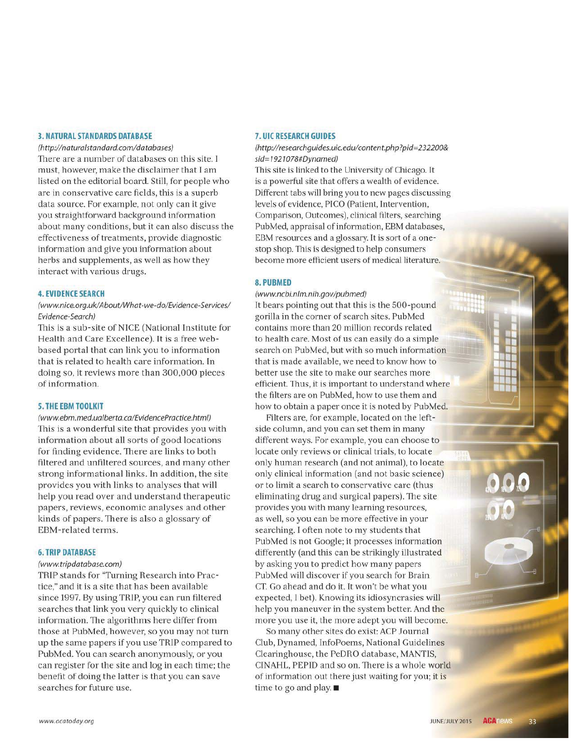### 3. NATURAL STANDARDS DATABASE

*(http://naturalstandard.com/databases)*

There are a number of databases on this site. I must, however, make the disclaimer that I am listed on the editorial board. Still, for people who are in conservative care fields, this is a superb data source. For example, not only can it give you straightforward background information about many conditions, but it can also discuss the effectiveness of treatments, provide diagnostic information and give you information about herbs and supplements, as well as how they interact with various drugs.

### 4. EVIDENCE SEARCH

*(www.nice.org.uk/About/What-we-do/Evidence-Services/Evidence-Search)*

This is a sub-site of NICE (National Institute for Health and Care Excellence). It is a free web-based portal that can link you to information that is related to health care information. In doing so, it reviews more than 300,000 pieces of information.

### 5. THE EBM TOOLKIT

*(www.ebm.med.ualberta.ca/EvidencePractice.html)*

This is a wonderful site that provides you with information about all sorts of good locations for finding evidence. There are links to both filtered and unfiltered sources, and many other strong informational links. In addition, the site provides you with links to analyses that will help you read over and understand therapeutic papers, reviews, economic analyses and other kinds of papers. There is also a glossary of EBM-related terms.

### 6. TRIP DATABASE

*(www.tripdatabase.com)*

TRIP stands for "Turning Research into Practice," and it is a site that has been available since 1997. By using TRIP, you can run filtered searches that link you very quickly to clinical information. The algorithms here differ from those at PubMed, however, so you may not turn up the same papers if you use TRIP compared to PubMed. You can search anonymously, or you can register for the site and log in each time; the benefit of doing the latter is that you can save searches for future use.

### 7. UIC RESEARCH GUIDES

*(http://researchguides.uic.edu/content.php?pid=232200&sid=1921078#Dynamed)*

This site is linked to the University of Chicago. It is a powerful site that offers a wealth of evidence. Different tabs will bring you to new pages discussing levels of evidence, PICO (Patient, Intervention, Comparison, Outcomes), clinical filters, searching PubMed, appraisal of information, EBM databases, EBM resources and a glossary. It is sort of a one-stop shop. This is designed to help consumers become more efficient users of medical literature.

### 8. PUBMED

*(www.ncbi.nlm.nih.gov/pubmed)*

It bears pointing out that this is the 500-pound gorilla in the corner of search sites. PubMed contains more than 20 million records related to health care. Most of us can easily do a simple search on PubMed, but with so much information that is made available, we need to know how to better use the site to make our searches more efficient. Thus, it is important to understand where the filters are on PubMed, how to use them and how to obtain a paper once it is noted by PubMed.

Filters are, for example, located on the left-side column, and you can set them in many different ways. For example, you can choose to locate only reviews or clinical trials, to locate only human research (and not animal), to locate only clinical information (and not basic science) or to limit a search to conservative care (thus eliminating drug and surgical papers). The site provides you with many learning resources, as well, so you can be more effective in your searching. I often note to my students that PubMed is not Google; it processes information differently (and this can be strikingly illustrated by asking you to predict how many papers PubMed will discover if you search for Brain CT. Go ahead and do it. It won't be what you expected, I bet). Knowing its idiosyncrasies will help you maneuver in the system better. And the more you use it, the more adept you will become.

So many other sites do exist: ACP Journal Club, Dynamed, InfoPoems, National Guidelines Clearinghouse, the PeDRO database, MANTIS, CINAHL, PEPID and so on. There is a whole world of information out there just waiting for you; it is time to go and play. ■